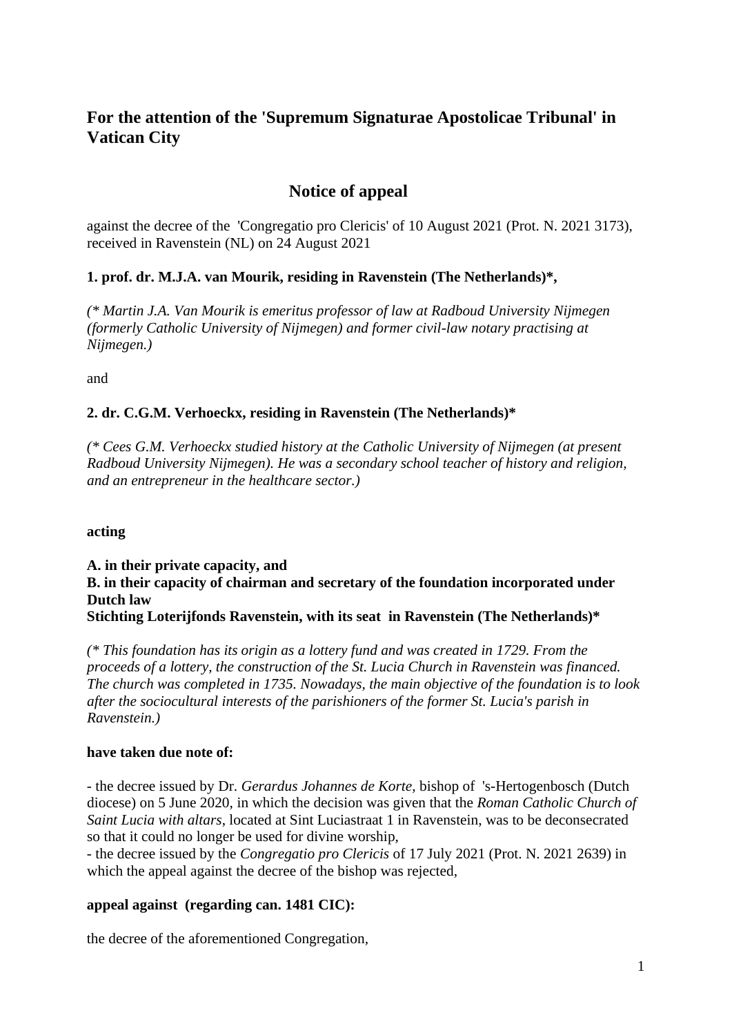## For the attention of the 'Supremum Signaturae Apostolicae Tribunal' in Vatican City

## Notice of appeal

against the decree of the 'Congregatio pro Clericis' of 10 August 2021 (Prot. N. 2021 3173), received in Ravenstein (NL) on 24 August 2021

### 1. prof. dr. M.J.A. van Mourik, residing in Ravenstein (The Netherlands)*,

*(* Martin J.A. Van Mourik is emeritus professor of law at Radboud University Nijmegen (formerly Catholic University of Nijmegen) and former civil-law notary practising at Nijmegen.)*

and

### 2. dr. C.G.M. Verhoeckx, residing in Ravenstein (The Netherlands)*

*(* Cees G.M. Verhoeckx studied history at the Catholic University of Nijmegen (at present Radboud University Nijmegen). He was a secondary school teacher of history and religion, and an entrepreneur in the healthcare sector.)*

**acting**

**A. in their private capacity, and**
**B. in their capacity of chairman and secretary of the foundation incorporated under Dutch law**
**Stichting Loterijfonds Ravenstein, with its seat in Ravenstein (The Netherlands)***

*(* This foundation has its origin as a lottery fund and was created in 1729. From the proceeds of a lottery, the construction of the St. Lucia Church in Ravenstein was financed. The church was completed in 1735. Nowadays, the main objective of the foundation is to look after the sociocultural interests of the parishioners of the former St. Lucia's parish in Ravenstein.)*

**have taken due note of:**

- the decree issued by Dr. *Gerardus Johannes de Korte*, bishop of 's-Hertogenbosch (Dutch diocese) on 5 June 2020, in which the decision was given that the *Roman Catholic Church of Saint Lucia with altars*, located at Sint Luciastraat 1 in Ravenstein, was to be deconsecrated so that it could no longer be used for divine worship,
- the decree issued by the *Congregatio pro Clericis* of 17 July 2021 (Prot. N. 2021 2639) in which the appeal against the decree of the bishop was rejected,

**appeal against (regarding can. 1481 CIC):**

the decree of the aforementioned Congregation,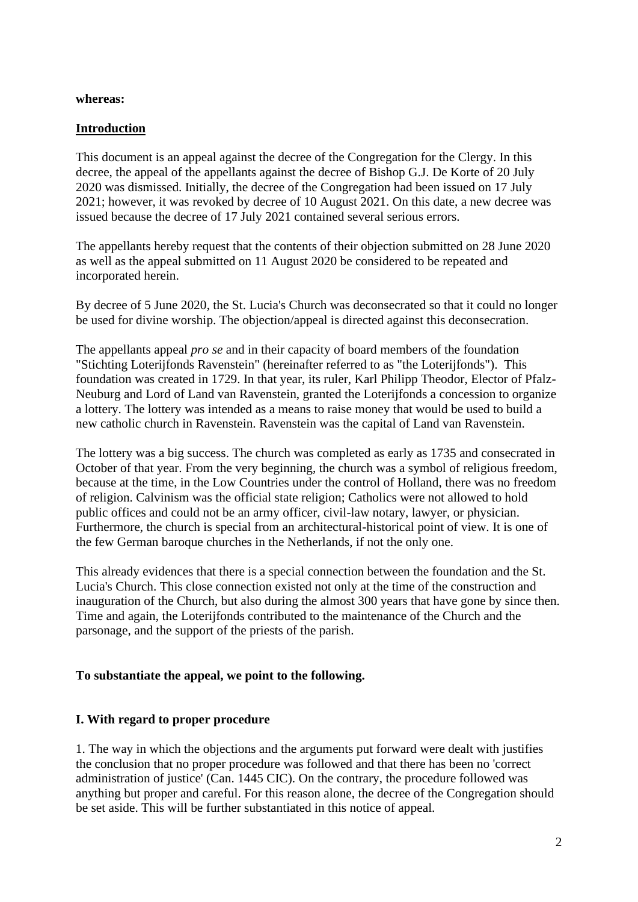**whereas:**

**Introduction**

This document is an appeal against the decree of the Congregation for the Clergy. In this decree, the appeal of the appellants against the decree of Bishop G.J. De Korte of 20 July 2020 was dismissed. Initially, the decree of the Congregation had been issued on 17 July 2021; however, it was revoked by decree of 10 August 2021. On this date, a new decree was issued because the decree of 17 July 2021 contained several serious errors.

The appellants hereby request that the contents of their objection submitted on 28 June 2020 as well as the appeal submitted on 11 August 2020 be considered to be repeated and incorporated herein.

By decree of 5 June 2020, the St. Lucia's Church was deconsecrated so that it could no longer be used for divine worship. The objection/appeal is directed against this deconsecration.

The appellants appeal *pro se* and in their capacity of board members of the foundation "Stichting Loterijfonds Ravenstein" (hereinafter referred to as "the Loterijfonds"). This foundation was created in 1729. In that year, its ruler, Karl Philipp Theodor, Elector of Pfalz-Neuburg and Lord of Land van Ravenstein, granted the Loterijfonds a concession to organize a lottery. The lottery was intended as a means to raise money that would be used to build a new catholic church in Ravenstein. Ravenstein was the capital of Land van Ravenstein.

The lottery was a big success. The church was completed as early as 1735 and consecrated in October of that year. From the very beginning, the church was a symbol of religious freedom, because at the time, in the Low Countries under the control of Holland, there was no freedom of religion. Calvinism was the official state religion; Catholics were not allowed to hold public offices and could not be an army officer, civil-law notary, lawyer, or physician. Furthermore, the church is special from an architectural-historical point of view. It is one of the few German baroque churches in the Netherlands, if not the only one.

This already evidences that there is a special connection between the foundation and the St. Lucia's Church. This close connection existed not only at the time of the construction and inauguration of the Church, but also during the almost 300 years that have gone by since then. Time and again, the Loterijfonds contributed to the maintenance of the Church and the parsonage, and the support of the priests of the parish.

**To substantiate the appeal, we point to the following.**

**I. With regard to proper procedure**

1. The way in which the objections and the arguments put forward were dealt with justifies the conclusion that no proper procedure was followed and that there has been no 'correct administration of justice' (Can. 1445 CIC). On the contrary, the procedure followed was anything but proper and careful. For this reason alone, the decree of the Congregation should be set aside. This will be further substantiated in this notice of appeal.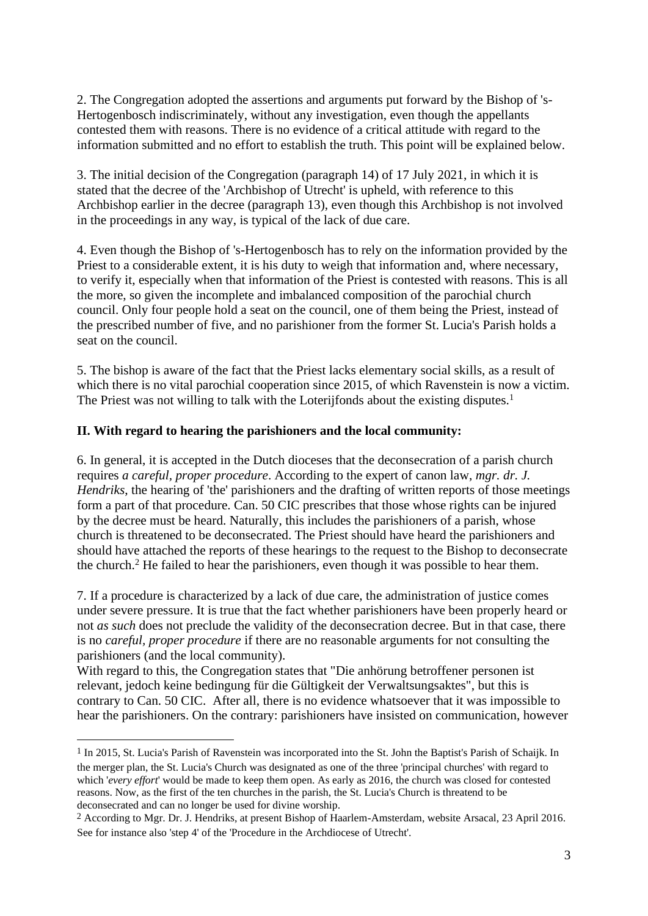2. The Congregation adopted the assertions and arguments put forward by the Bishop of 's-Hertogenbosch indiscriminately, without any investigation, even though the appellants contested them with reasons. There is no evidence of a critical attitude with regard to the information submitted and no effort to establish the truth. This point will be explained below.

3. The initial decision of the Congregation (paragraph 14) of 17 July 2021, in which it is stated that the decree of the 'Archbishop of Utrecht' is upheld, with reference to this Archbishop earlier in the decree (paragraph 13), even though this Archbishop is not involved in the proceedings in any way, is typical of the lack of due care.

4. Even though the Bishop of 's-Hertogenbosch has to rely on the information provided by the Priest to a considerable extent, it is his duty to weigh that information and, where necessary, to verify it, especially when that information of the Priest is contested with reasons. This is all the more, so given the incomplete and imbalanced composition of the parochial church council. Only four people hold a seat on the council, one of them being the Priest, instead of the prescribed number of five, and no parishioner from the former St. Lucia's Parish holds a seat on the council.

5. The bishop is aware of the fact that the Priest lacks elementary social skills, as a result of which there is no vital parochial cooperation since 2015, of which Ravenstein is now a victim. The Priest was not willing to talk with the Loterijfonds about the existing disputes.[1]

**II. With regard to hearing the parishioners and the local community:**

6. In general, it is accepted in the Dutch dioceses that the deconsecration of a parish church requires *a careful, proper procedure*. According to the expert of canon law, *mgr. dr. J. Hendriks*, the hearing of 'the' parishioners and the drafting of written reports of those meetings form a part of that procedure. Can. 50 CIC prescribes that those whose rights can be injured by the decree must be heard. Naturally, this includes the parishioners of a parish, whose church is threatened to be deconsecrated. The Priest should have heard the parishioners and should have attached the reports of these hearings to the request to the Bishop to deconsecrate the church.[2] He failed to hear the parishioners, even though it was possible to hear them.

7. If a procedure is characterized by a lack of due care, the administration of justice comes under severe pressure. It is true that the fact whether parishioners have been properly heard or not *as such* does not preclude the validity of the deconsecration decree. But in that case, there is no *careful, proper procedure* if there are no reasonable arguments for not consulting the parishioners (and the local community).
With regard to this, the Congregation states that "Die anhörung betroffener personen ist relevant, jedoch keine bedingung für die Gültigkeit der Verwaltsungsaktes", but this is contrary to Can. 50 CIC. After all, there is no evidence whatsoever that it was impossible to hear the parishioners. On the contrary: parishioners have insisted on communication, however

---

[1] In 2015, St. Lucia's Parish of Ravenstein was incorporated into the St. John the Baptist's Parish of Schaijk. In the merger plan, the St. Lucia's Church was designated as one of the three 'principal churches' with regard to which '*every effort*' would be made to keep them open. As early as 2016, the church was closed for contested reasons. Now, as the first of the ten churches in the parish, the St. Lucia's Church is threatend to be deconsecrated and can no longer be used for divine worship.

[2] According to Mgr. Dr. J. Hendriks, at present Bishop of Haarlem-Amsterdam, website Arsacal, 23 April 2016. See for instance also 'step 4' of the 'Procedure in the Archdiocese of Utrecht'.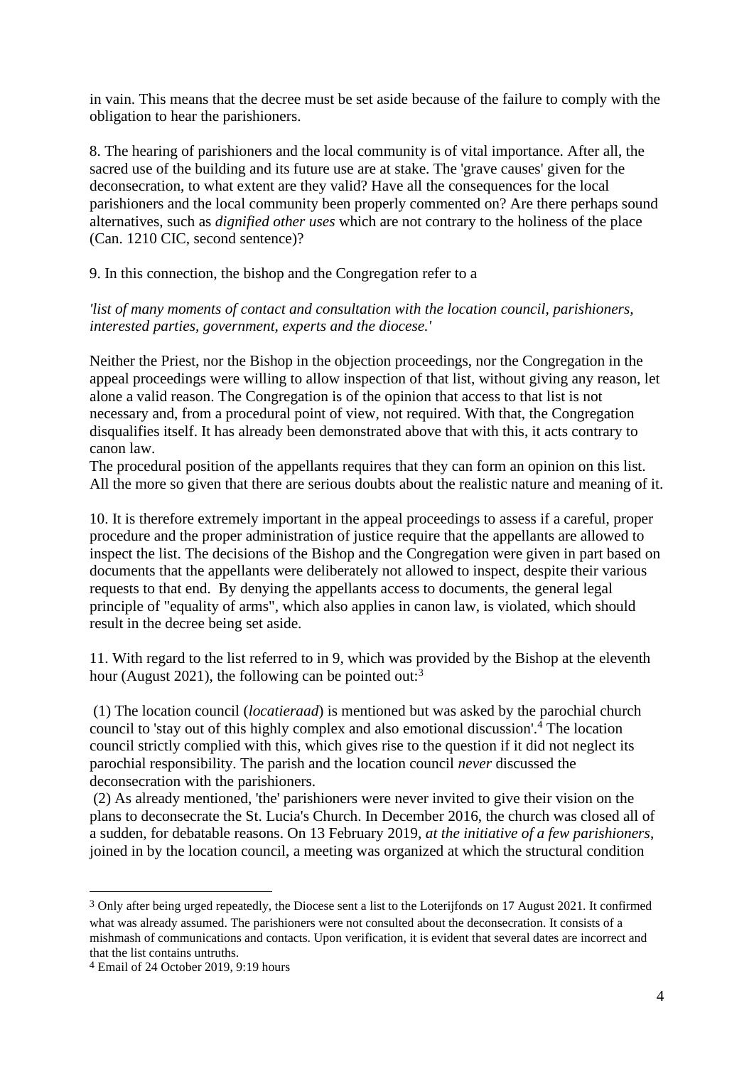in vain. This means that the decree must be set aside because of the failure to comply with the obligation to hear the parishioners.

8. The hearing of parishioners and the local community is of vital importance. After all, the sacred use of the building and its future use are at stake. The 'grave causes' given for the deconsecration, to what extent are they valid? Have all the consequences for the local parishioners and the local community been properly commented on? Are there perhaps sound alternatives, such as *dignified other uses* which are not contrary to the holiness of the place (Can. 1210 CIC, second sentence)?

9. In this connection, the bishop and the Congregation refer to a

*'list of many moments of contact and consultation with the location council, parishioners, interested parties, government, experts and the diocese.'*

Neither the Priest, nor the Bishop in the objection proceedings, nor the Congregation in the appeal proceedings were willing to allow inspection of that list, without giving any reason, let alone a valid reason. The Congregation is of the opinion that access to that list is not necessary and, from a procedural point of view, not required. With that, the Congregation disqualifies itself. It has already been demonstrated above that with this, it acts contrary to canon law.
The procedural position of the appellants requires that they can form an opinion on this list. All the more so given that there are serious doubts about the realistic nature and meaning of it.

10. It is therefore extremely important in the appeal proceedings to assess if a careful, proper procedure and the proper administration of justice require that the appellants are allowed to inspect the list. The decisions of the Bishop and the Congregation were given in part based on documents that the appellants were deliberately not allowed to inspect, despite their various requests to that end. By denying the appellants access to documents, the general legal principle of "equality of arms", which also applies in canon law, is violated, which should result in the decree being set aside.

11. With regard to the list referred to in 9, which was provided by the Bishop at the eleventh hour (August 2021), the following can be pointed out:[3]

(1) The location council (*locatieraad*) is mentioned but was asked by the parochial church council to 'stay out of this highly complex and also emotional discussion'.[4] The location council strictly complied with this, which gives rise to the question if it did not neglect its parochial responsibility. The parish and the location council *never* discussed the deconsecration with the parishioners.

(2) As already mentioned, 'the' parishioners were never invited to give their vision on the plans to deconsecrate the St. Lucia's Church. In December 2016, the church was closed all of a sudden, for debatable reasons. On 13 February 2019, *at the initiative of a few parishioners*, joined in by the location council, a meeting was organized at which the structural condition

---

[3] Only after being urged repeatedly, the Diocese sent a list to the Loterijfonds on 17 August 2021. It confirmed what was already assumed. The parishioners were not consulted about the deconsecration. It consists of a mishmash of communications and contacts. Upon verification, it is evident that several dates are incorrect and that the list contains untruths.

[4] Email of 24 October 2019, 9:19 hours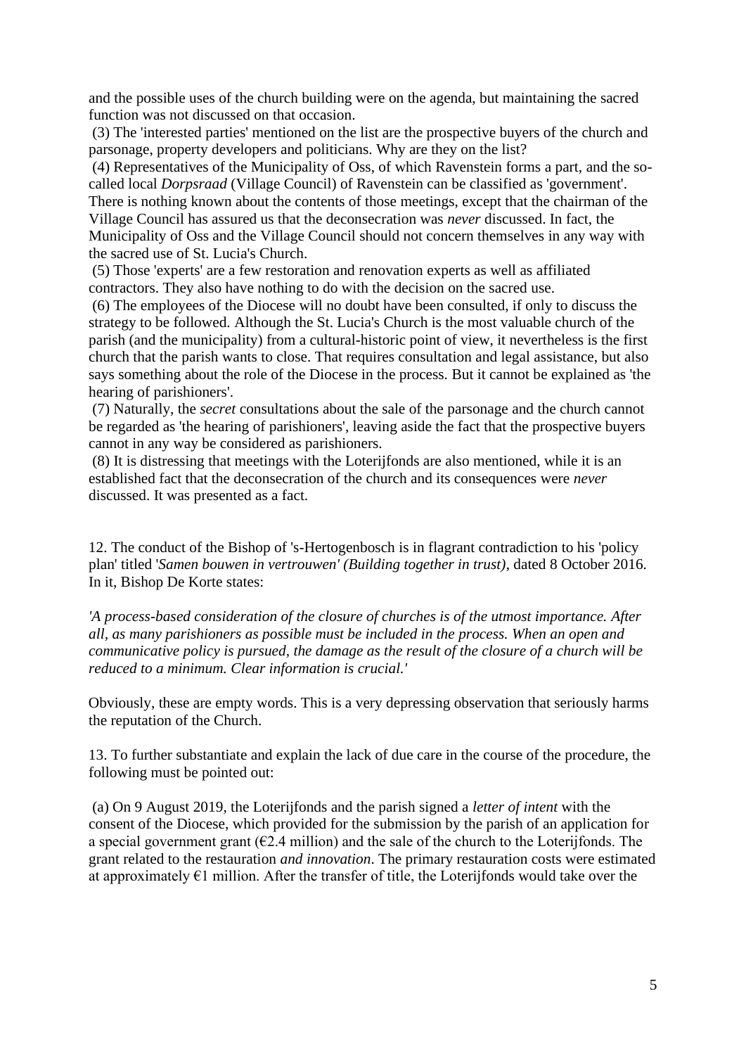and the possible uses of the church building were on the agenda, but maintaining the sacred function was not discussed on that occasion.

(3) The 'interested parties' mentioned on the list are the prospective buyers of the church and parsonage, property developers and politicians. Why are they on the list?

(4) Representatives of the Municipality of Oss, of which Ravenstein forms a part, and the so-called local *Dorpsraad* (Village Council) of Ravenstein can be classified as 'government'. There is nothing known about the contents of those meetings, except that the chairman of the Village Council has assured us that the deconsecration was *never* discussed. In fact, the Municipality of Oss and the Village Council should not concern themselves in any way with the sacred use of St. Lucia's Church.

(5) Those 'experts' are a few restoration and renovation experts as well as affiliated contractors. They also have nothing to do with the decision on the sacred use.

(6) The employees of the Diocese will no doubt have been consulted, if only to discuss the strategy to be followed. Although the St. Lucia's Church is the most valuable church of the parish (and the municipality) from a cultural-historic point of view, it nevertheless is the first church that the parish wants to close. That requires consultation and legal assistance, but also says something about the role of the Diocese in the process. But it cannot be explained as 'the hearing of parishioners'.

(7) Naturally, the *secret* consultations about the sale of the parsonage and the church cannot be regarded as 'the hearing of parishioners', leaving aside the fact that the prospective buyers cannot in any way be considered as parishioners.

(8) It is distressing that meetings with the Loterijfonds are also mentioned, while it is an established fact that the deconsecration of the church and its consequences were *never* discussed. It was presented as a fact.

12. The conduct of the Bishop of 's-Hertogenbosch is in flagrant contradiction to his 'policy plan' titled '*Samen bouwen in vertrouwen' (Building together in trust)*, dated 8 October 2016. In it, Bishop De Korte states:

*'A process-based consideration of the closure of churches is of the utmost importance. After all, as many parishioners as possible must be included in the process. When an open and communicative policy is pursued, the damage as the result of the closure of a church will be reduced to a minimum. Clear information is crucial.'*

Obviously, these are empty words. This is a very depressing observation that seriously harms the reputation of the Church.

13. To further substantiate and explain the lack of due care in the course of the procedure, the following must be pointed out:

(a) On 9 August 2019, the Loterijfonds and the parish signed a *letter of intent* with the consent of the Diocese, which provided for the submission by the parish of an application for a special government grant (€2.4 million) and the sale of the church to the Loterijfonds. The grant related to the restauration *and innovation*. The primary restauration costs were estimated at approximately €1 million. After the transfer of title, the Loterijfonds would take over the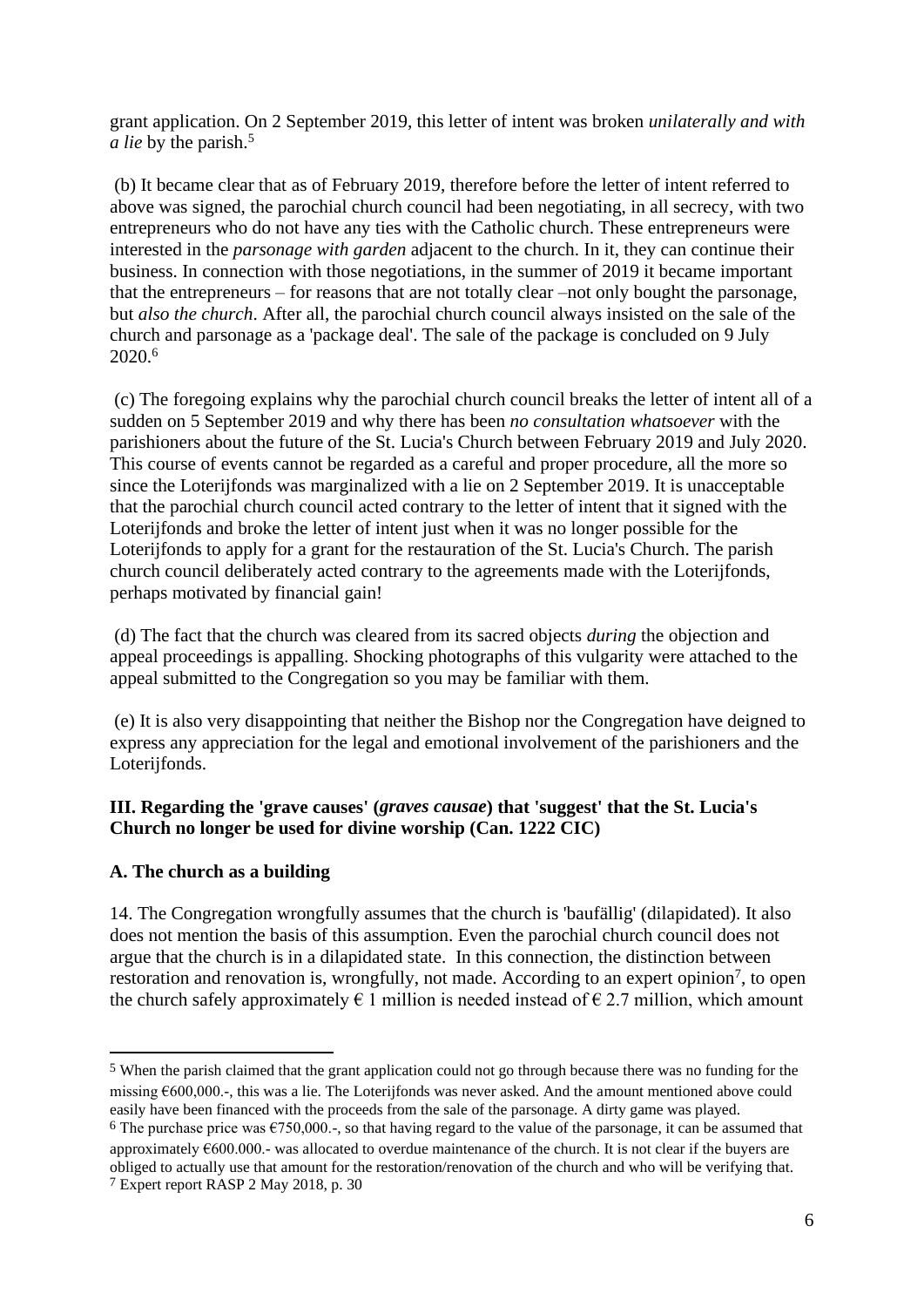grant application. On 2 September 2019, this letter of intent was broken *unilaterally and with a lie* by the parish.[5]

(b) It became clear that as of February 2019, therefore before the letter of intent referred to above was signed, the parochial church council had been negotiating, in all secrecy, with two entrepreneurs who do not have any ties with the Catholic church. These entrepreneurs were interested in the *parsonage with garden* adjacent to the church. In it, they can continue their business. In connection with those negotiations, in the summer of 2019 it became important that the entrepreneurs – for reasons that are not totally clear –not only bought the parsonage, but *also the church*. After all, the parochial church council always insisted on the sale of the church and parsonage as a 'package deal'. The sale of the package is concluded on 9 July 2020.[6]

(c) The foregoing explains why the parochial church council breaks the letter of intent all of a sudden on 5 September 2019 and why there has been *no consultation whatsoever* with the parishioners about the future of the St. Lucia's Church between February 2019 and July 2020. This course of events cannot be regarded as a careful and proper procedure, all the more so since the Loterijfonds was marginalized with a lie on 2 September 2019. It is unacceptable that the parochial church council acted contrary to the letter of intent that it signed with the Loterijfonds and broke the letter of intent just when it was no longer possible for the Loterijfonds to apply for a grant for the restauration of the St. Lucia's Church. The parish church council deliberately acted contrary to the agreements made with the Loterijfonds, perhaps motivated by financial gain!

(d) The fact that the church was cleared from its sacred objects *during* the objection and appeal proceedings is appalling. Shocking photographs of this vulgarity were attached to the appeal submitted to the Congregation so you may be familiar with them.

(e) It is also very disappointing that neither the Bishop nor the Congregation have deigned to express any appreciation for the legal and emotional involvement of the parishioners and the Loterijfonds.

**III. Regarding the 'grave causes' (*graves causae*) that 'suggest' that the St. Lucia's Church no longer be used for divine worship (Can. 1222 CIC)**

**A. The church as a building**

14. The Congregation wrongfully assumes that the church is 'baufällig' (dilapidated). It also does not mention the basis of this assumption. Even the parochial church council does not argue that the church is in a dilapidated state. In this connection, the distinction between restoration and renovation is, wrongfully, not made. According to an expert opinion[7], to open the church safely approximately € 1 million is needed instead of € 2.7 million, which amount

---

[5] When the parish claimed that the grant application could not go through because there was no funding for the missing €600,000.-, this was a lie. The Loterijfonds was never asked. And the amount mentioned above could easily have been financed with the proceeds from the sale of the parsonage. A dirty game was played.

[6] The purchase price was €750,000.-, so that having regard to the value of the parsonage, it can be assumed that approximately €600.000.- was allocated to overdue maintenance of the church. It is not clear if the buyers are obliged to actually use that amount for the restoration/renovation of the church and who will be verifying that.

[7] Expert report RASP 2 May 2018, p. 30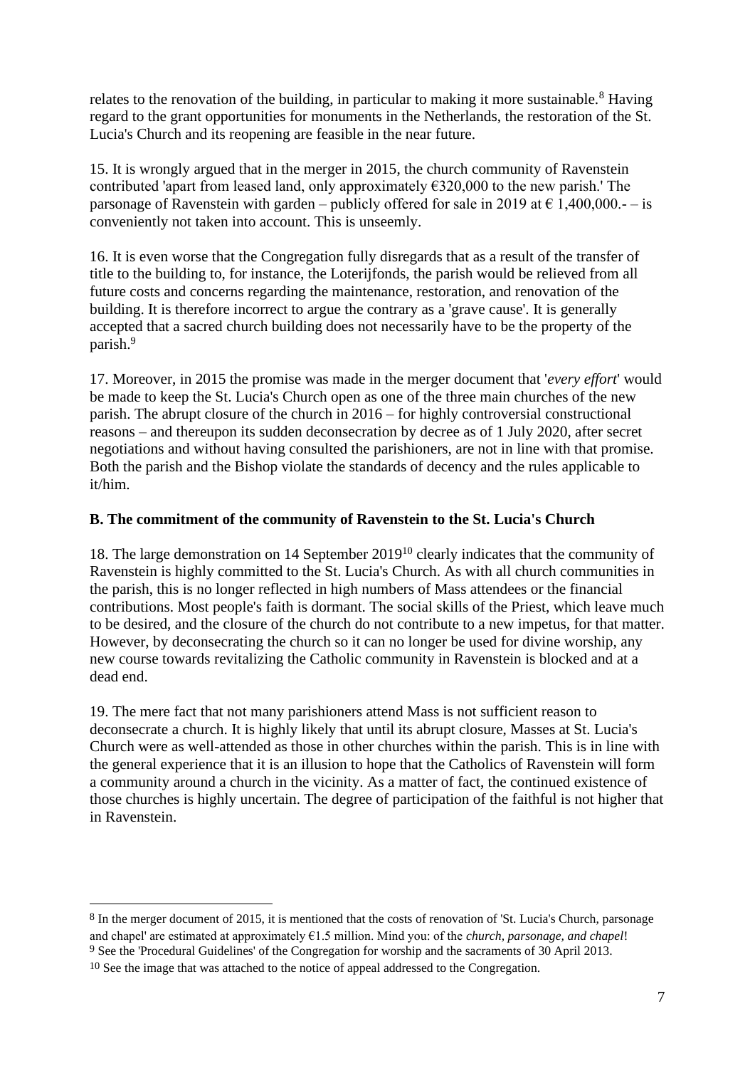relates to the renovation of the building, in particular to making it more sustainable.[8] Having regard to the grant opportunities for monuments in the Netherlands, the restoration of the St. Lucia's Church and its reopening are feasible in the near future.

15. It is wrongly argued that in the merger in 2015, the church community of Ravenstein contributed 'apart from leased land, only approximately €320,000 to the new parish.' The parsonage of Ravenstein with garden – publicly offered for sale in 2019 at € 1,400,000.- – is conveniently not taken into account. This is unseemly.

16. It is even worse that the Congregation fully disregards that as a result of the transfer of title to the building to, for instance, the Loterijfonds, the parish would be relieved from all future costs and concerns regarding the maintenance, restoration, and renovation of the building. It is therefore incorrect to argue the contrary as a 'grave cause'. It is generally accepted that a sacred church building does not necessarily have to be the property of the parish.[9]

17. Moreover, in 2015 the promise was made in the merger document that '*every effort*' would be made to keep the St. Lucia's Church open as one of the three main churches of the new parish. The abrupt closure of the church in 2016 – for highly controversial constructional reasons – and thereupon its sudden deconsecration by decree as of 1 July 2020, after secret negotiations and without having consulted the parishioners, are not in line with that promise. Both the parish and the Bishop violate the standards of decency and the rules applicable to it/him.

**B. The commitment of the community of Ravenstein to the St. Lucia's Church**

18. The large demonstration on 14 September 2019[10] clearly indicates that the community of Ravenstein is highly committed to the St. Lucia's Church. As with all church communities in the parish, this is no longer reflected in high numbers of Mass attendees or the financial contributions. Most people's faith is dormant. The social skills of the Priest, which leave much to be desired, and the closure of the church do not contribute to a new impetus, for that matter. However, by deconsecrating the church so it can no longer be used for divine worship, any new course towards revitalizing the Catholic community in Ravenstein is blocked and at a dead end.

19. The mere fact that not many parishioners attend Mass is not sufficient reason to deconsecrate a church. It is highly likely that until its abrupt closure, Masses at St. Lucia's Church were as well-attended as those in other churches within the parish. This is in line with the general experience that it is an illusion to hope that the Catholics of Ravenstein will form a community around a church in the vicinity. As a matter of fact, the continued existence of those churches is highly uncertain. The degree of participation of the faithful is not higher that in Ravenstein.

---

[8] In the merger document of 2015, it is mentioned that the costs of renovation of 'St. Lucia's Church, parsonage and chapel' are estimated at approximately €1.5 million. Mind you: of the *church, parsonage, and chapel*!

[9] See the 'Procedural Guidelines' of the Congregation for worship and the sacraments of 30 April 2013.

[10] See the image that was attached to the notice of appeal addressed to the Congregation.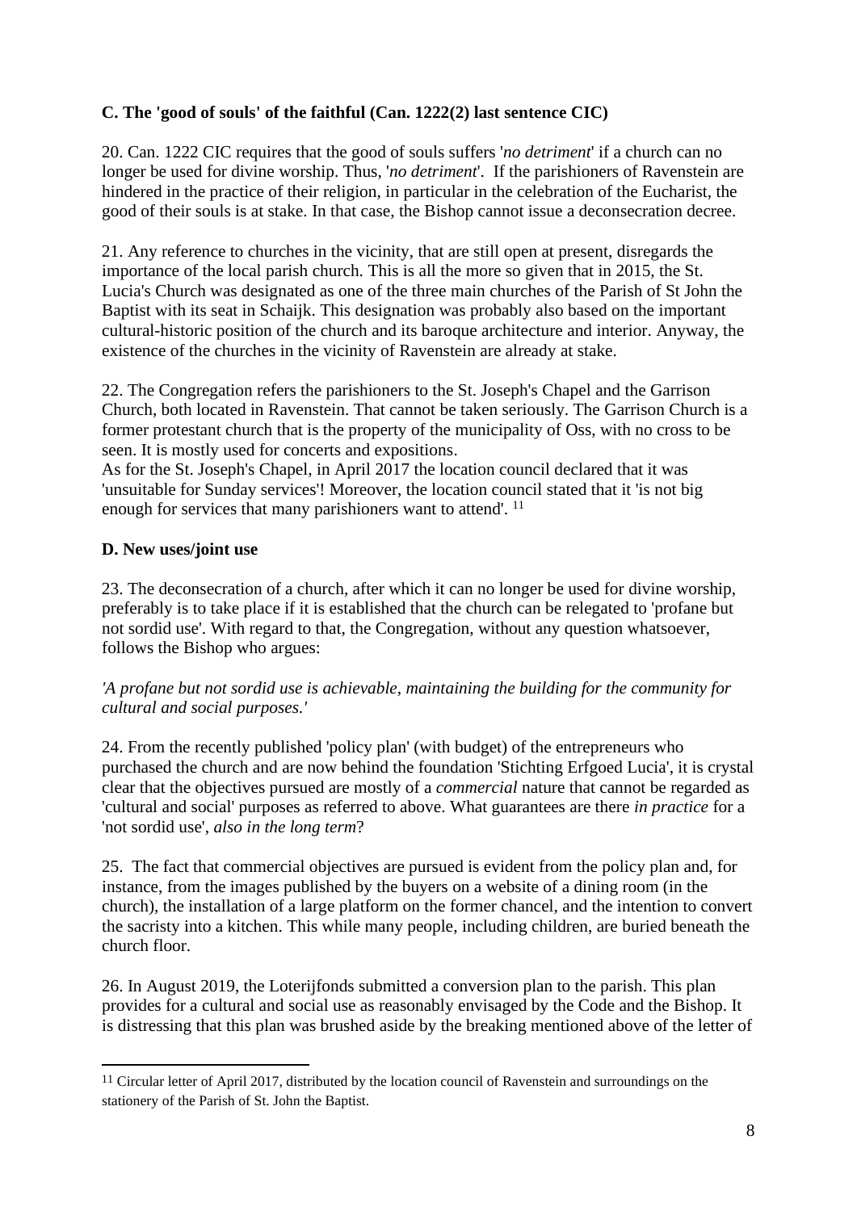### C. The 'good of souls' of the faithful (Can. 1222(2) last sentence CIC)

20. Can. 1222 CIC requires that the good of souls suffers '*no detriment*' if a church can no longer be used for divine worship. Thus, '*no detriment*'. If the parishioners of Ravenstein are hindered in the practice of their religion, in particular in the celebration of the Eucharist, the good of their souls is at stake. In that case, the Bishop cannot issue a deconsecration decree.

21. Any reference to churches in the vicinity, that are still open at present, disregards the importance of the local parish church. This is all the more so given that in 2015, the St. Lucia's Church was designated as one of the three main churches of the Parish of St John the Baptist with its seat in Schaijk. This designation was probably also based on the important cultural-historic position of the church and its baroque architecture and interior. Anyway, the existence of the churches in the vicinity of Ravenstein are already at stake.

22. The Congregation refers the parishioners to the St. Joseph's Chapel and the Garrison Church, both located in Ravenstein. That cannot be taken seriously. The Garrison Church is a former protestant church that is the property of the municipality of Oss, with no cross to be seen. It is mostly used for concerts and expositions.
As for the St. Joseph's Chapel, in April 2017 the location council declared that it was 'unsuitable for Sunday services'! Moreover, the location council stated that it 'is not big enough for services that many parishioners want to attend'. [11]

### D. New uses/joint use

23. The deconsecration of a church, after which it can no longer be used for divine worship, preferably is to take place if it is established that the church can be relegated to 'profane but not sordid use'. With regard to that, the Congregation, without any question whatsoever, follows the Bishop who argues:

*'A profane but not sordid use is achievable, maintaining the building for the community for cultural and social purposes.'*

24. From the recently published 'policy plan' (with budget) of the entrepreneurs who purchased the church and are now behind the foundation 'Stichting Erfgoed Lucia', it is crystal clear that the objectives pursued are mostly of a *commercial* nature that cannot be regarded as 'cultural and social' purposes as referred to above. What guarantees are there *in practice* for a 'not sordid use', *also in the long term*?

25. The fact that commercial objectives are pursued is evident from the policy plan and, for instance, from the images published by the buyers on a website of a dining room (in the church), the installation of a large platform on the former chancel, and the intention to convert the sacristy into a kitchen. This while many people, including children, are buried beneath the church floor.

26. In August 2019, the Loterijfonds submitted a conversion plan to the parish. This plan provides for a cultural and social use as reasonably envisaged by the Code and the Bishop. It is distressing that this plan was brushed aside by the breaking mentioned above of the letter of

[11] Circular letter of April 2017, distributed by the location council of Ravenstein and surroundings on the stationery of the Parish of St. John the Baptist.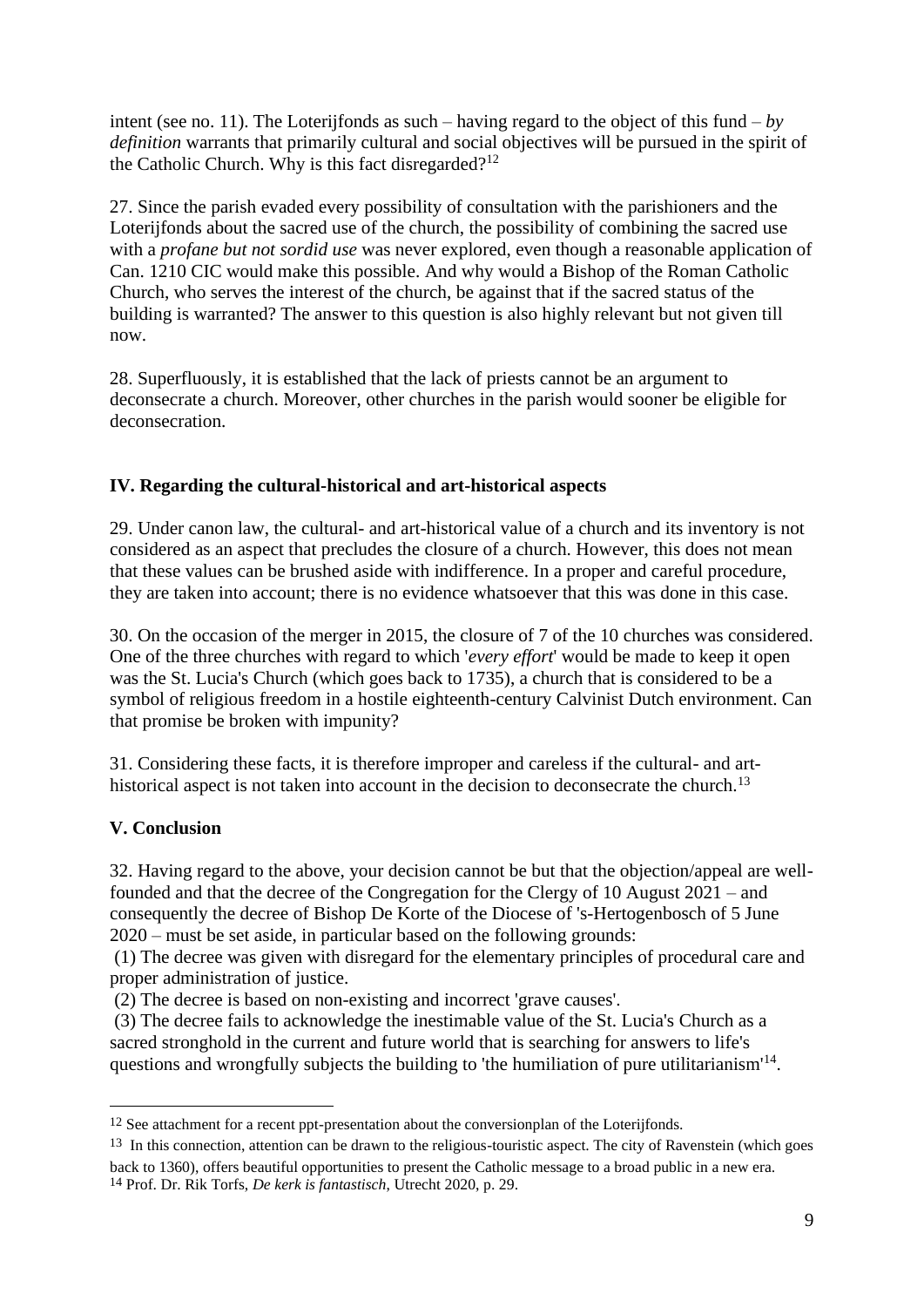intent (see no. 11). The Loterijfonds as such – having regard to the object of this fund – *by definition* warrants that primarily cultural and social objectives will be pursued in the spirit of the Catholic Church. Why is this fact disregarded?[12]

27. Since the parish evaded every possibility of consultation with the parishioners and the Loterijfonds about the sacred use of the church, the possibility of combining the sacred use with a *profane but not sordid use* was never explored, even though a reasonable application of Can. 1210 CIC would make this possible. And why would a Bishop of the Roman Catholic Church, who serves the interest of the church, be against that if the sacred status of the building is warranted? The answer to this question is also highly relevant but not given till now.

28. Superfluously, it is established that the lack of priests cannot be an argument to deconsecrate a church. Moreover, other churches in the parish would sooner be eligible for deconsecration.

## IV. Regarding the cultural-historical and art-historical aspects

29. Under canon law, the cultural- and art-historical value of a church and its inventory is not considered as an aspect that precludes the closure of a church. However, this does not mean that these values can be brushed aside with indifference. In a proper and careful procedure, they are taken into account; there is no evidence whatsoever that this was done in this case.

30. On the occasion of the merger in 2015, the closure of 7 of the 10 churches was considered. One of the three churches with regard to which '*every effort*' would be made to keep it open was the St. Lucia's Church (which goes back to 1735), a church that is considered to be a symbol of religious freedom in a hostile eighteenth-century Calvinist Dutch environment. Can that promise be broken with impunity?

31. Considering these facts, it is therefore improper and careless if the cultural- and art-historical aspect is not taken into account in the decision to deconsecrate the church.[13]

## V. Conclusion

32. Having regard to the above, your decision cannot be but that the objection/appeal are well-founded and that the decree of the Congregation for the Clergy of 10 August 2021 – and consequently the decree of Bishop De Korte of the Diocese of 's-Hertogenbosch of 5 June 2020 – must be set aside, in particular based on the following grounds:

(1) The decree was given with disregard for the elementary principles of procedural care and proper administration of justice.

(2) The decree is based on non-existing and incorrect 'grave causes'.

(3) The decree fails to acknowledge the inestimable value of the St. Lucia's Church as a sacred stronghold in the current and future world that is searching for answers to life's questions and wrongfully subjects the building to 'the humiliation of pure utilitarianism'[14].

---

[12] See attachment for a recent ppt-presentation about the conversionplan of the Loterijfonds.

[13] In this connection, attention can be drawn to the religious-touristic aspect. The city of Ravenstein (which goes back to 1360), offers beautiful opportunities to present the Catholic message to a broad public in a new era.

[14] Prof. Dr. Rik Torfs, *De kerk is fantastisch*, Utrecht 2020, p. 29.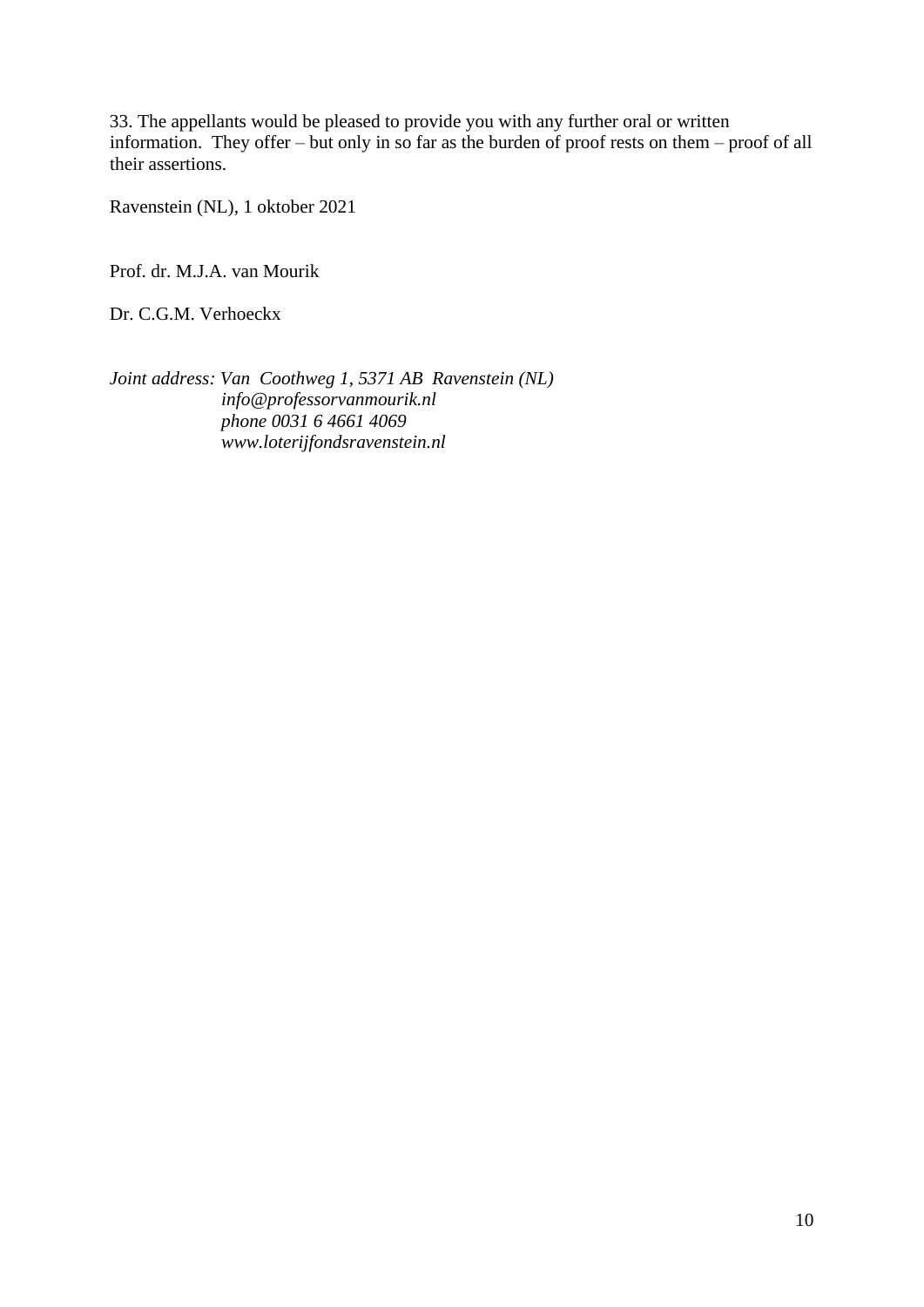33. The appellants would be pleased to provide you with any further oral or written information. They offer – but only in so far as the burden of proof rests on them – proof of all their assertions.

Ravenstein (NL), 1 oktober 2021

Prof. dr. M.J.A. van Mourik

Dr. C.G.M. Verhoeckx

*Joint address: Van Coothweg 1, 5371 AB Ravenstein (NL)*
*info@professorvanmourik.nl*
*phone 0031 6 4661 4069*
*www.loterijfondsravenstein.nl*